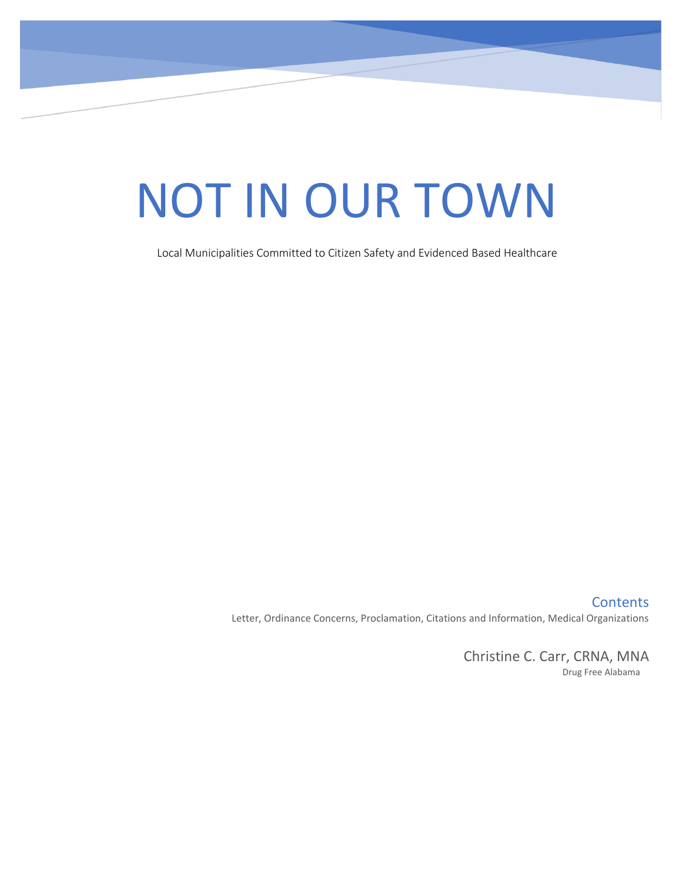# NOT IN OUR TOWN

Local Municipalities Committed to Citizen Safety and Evidenced Based Healthcare

## Contents

Letter, Ordinance Concerns, Proclamation, Citations and Information, Medical Organizations

Christine C. Carr, CRNA, MNA

Drug Free Alabama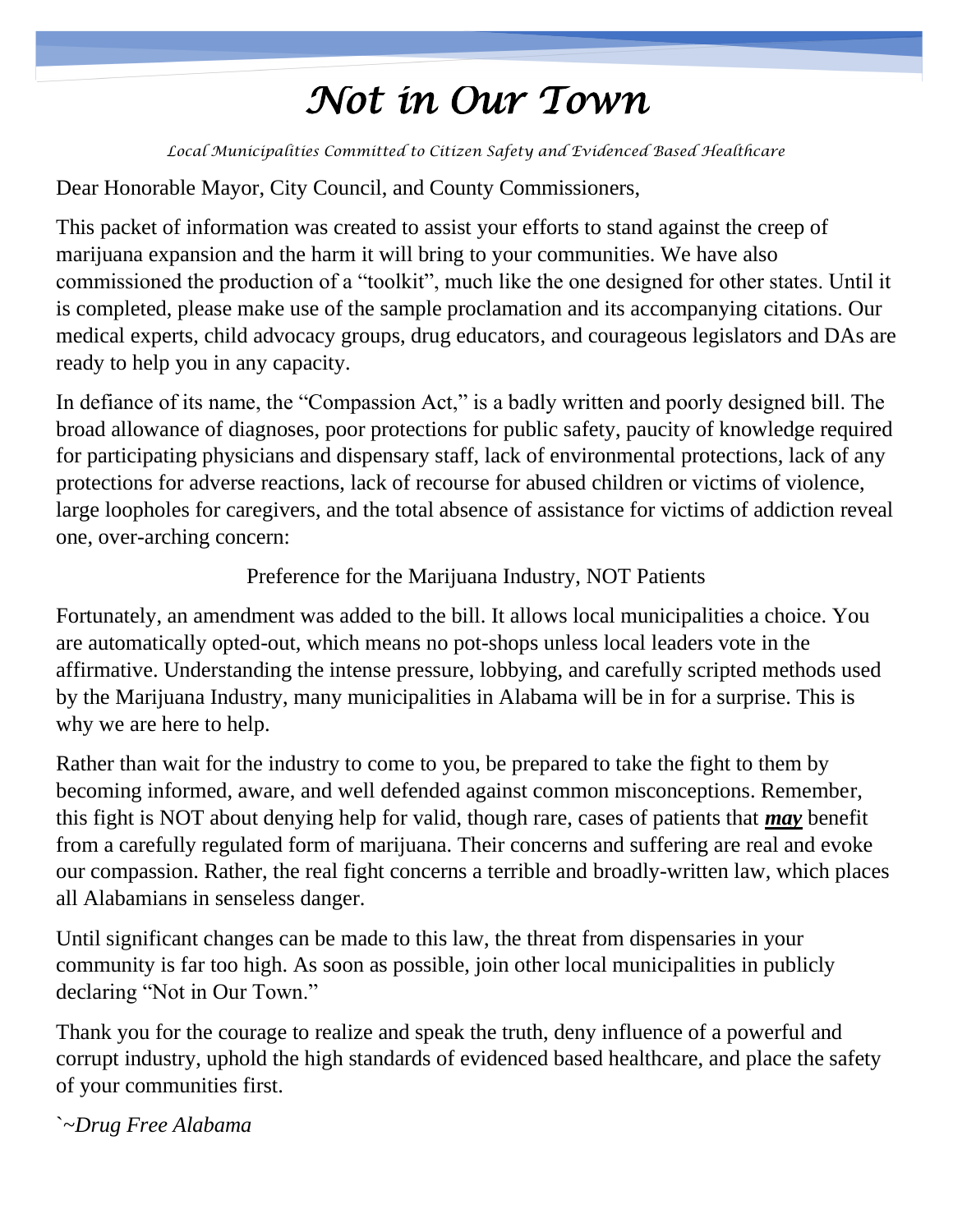# *Not in Our Town*

*Local Municipalities Committed to Citizen Safety and Evidenced Based Healthcare*

Dear Honorable Mayor, City Council, and County Commissioners,

This packet of information was created to assist your efforts to stand against the creep of marijuana expansion and the harm it will bring to your communities. We have also commissioned the production of a "toolkit", much like the one designed for other states. Until it is completed, please make use of the sample proclamation and its accompanying citations. Our medical experts, child advocacy groups, drug educators, and courageous legislators and DAs are ready to help you in any capacity.

In defiance of its name, the "Compassion Act," is a badly written and poorly designed bill. The broad allowance of diagnoses, poor protections for public safety, paucity of knowledge required for participating physicians and dispensary staff, lack of environmental protections, lack of any protections for adverse reactions, lack of recourse for abused children or victims of violence, large loopholes for caregivers, and the total absence of assistance for victims of addiction reveal one, over-arching concern:

Preference for the Marijuana Industry, NOT Patients

Fortunately, an amendment was added to the bill. It allows local municipalities a choice. You are automatically opted-out, which means no pot-shops unless local leaders vote in the affirmative. Understanding the intense pressure, lobbying, and carefully scripted methods used by the Marijuana Industry, many municipalities in Alabama will be in for a surprise. This is why we are here to help.

Rather than wait for the industry to come to you, be prepared to take the fight to them by becoming informed, aware, and well defended against common misconceptions. Remember, this fight is NOT about denying help for valid, though rare, cases of patients that ***may*** benefit from a carefully regulated form of marijuana. Their concerns and suffering are real and evoke our compassion. Rather, the real fight concerns a terrible and broadly-written law, which places all Alabamians in senseless danger.

Until significant changes can be made to this law, the threat from dispensaries in your community is far too high. As soon as possible, join other local municipalities in publicly declaring "Not in Our Town."

Thank you for the courage to realize and speak the truth, deny influence of a powerful and corrupt industry, uphold the high standards of evidenced based healthcare, and place the safety of your communities first.

*`~Drug Free Alabama*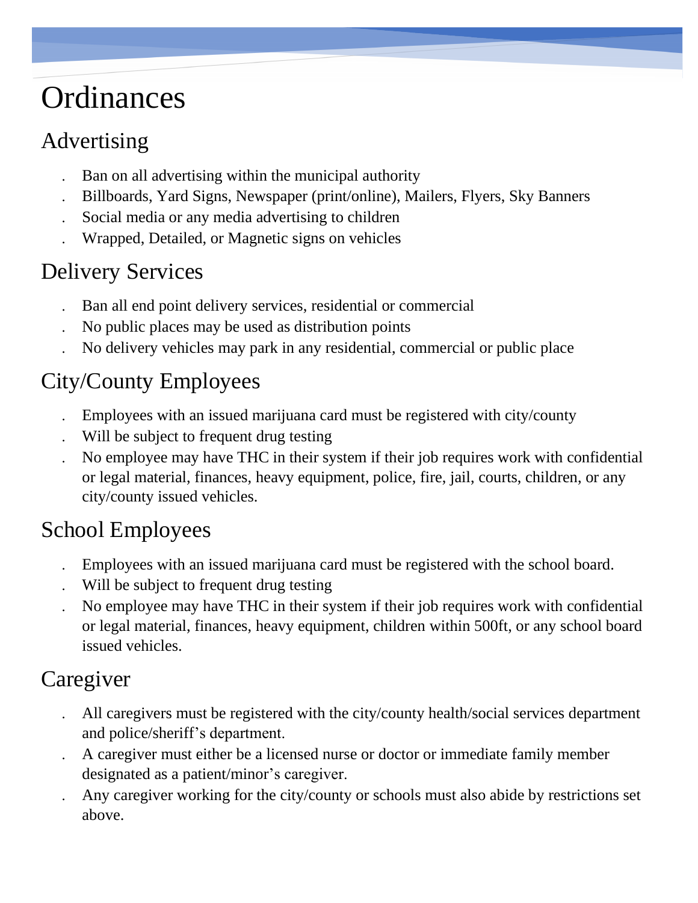# Ordinances

## Advertising

- Ban on all advertising within the municipal authority
- Billboards, Yard Signs, Newspaper (print/online), Mailers, Flyers, Sky Banners
- Social media or any media advertising to children
- Wrapped, Detailed, or Magnetic signs on vehicles

## Delivery Services

- Ban all end point delivery services, residential or commercial
- No public places may be used as distribution points
- No delivery vehicles may park in any residential, commercial or public place

## City/County Employees

- Employees with an issued marijuana card must be registered with city/county
- Will be subject to frequent drug testing
- No employee may have THC in their system if their job requires work with confidential or legal material, finances, heavy equipment, police, fire, jail, courts, children, or any city/county issued vehicles.

## School Employees

- Employees with an issued marijuana card must be registered with the school board.
- Will be subject to frequent drug testing
- No employee may have THC in their system if their job requires work with confidential or legal material, finances, heavy equipment, children within 500ft, or any school board issued vehicles.

## Caregiver

- All caregivers must be registered with the city/county health/social services department and police/sheriff's department.
- A caregiver must either be a licensed nurse or doctor or immediate family member designated as a patient/minor's caregiver.
- Any caregiver working for the city/county or schools must also abide by restrictions set above.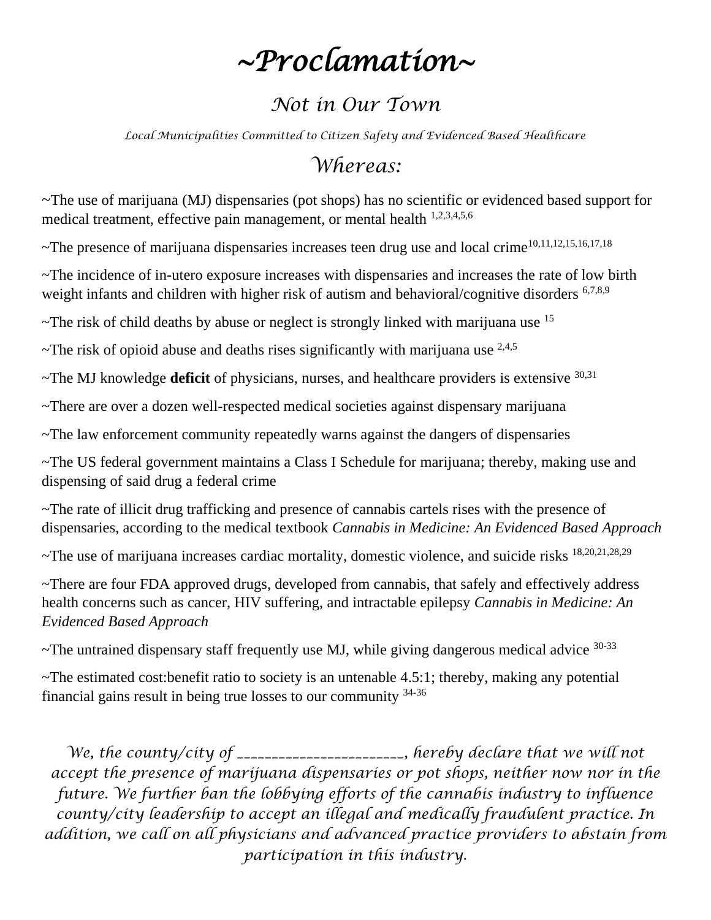# *~Proclamation~*

## *Not in Our Town*

*Local Municipalities Committed to Citizen Safety and Evidenced Based Healthcare*

## *Whereas:*

~The use of marijuana (MJ) dispensaries (pot shops) has no scientific or evidenced based support for medical treatment, effective pain management, or mental health [1,2,3,4,5,6]

~The presence of marijuana dispensaries increases teen drug use and local crime[10,11,12,15,16,17,18]

~The incidence of in-utero exposure increases with dispensaries and increases the rate of low birth weight infants and children with higher risk of autism and behavioral/cognitive disorders [6,7,8,9]

~The risk of child deaths by abuse or neglect is strongly linked with marijuana use [15]

~The risk of opioid abuse and deaths rises significantly with marijuana use [2,4,5]

~The MJ knowledge **deficit** of physicians, nurses, and healthcare providers is extensive [30,31]

~There are over a dozen well-respected medical societies against dispensary marijuana

~The law enforcement community repeatedly warns against the dangers of dispensaries

~The US federal government maintains a Class I Schedule for marijuana; thereby, making use and dispensing of said drug a federal crime

~The rate of illicit drug trafficking and presence of cannabis cartels rises with the presence of dispensaries, according to the medical textbook *Cannabis in Medicine: An Evidenced Based Approach*

~The use of marijuana increases cardiac mortality, domestic violence, and suicide risks [18,20,21,28,29]

~There are four FDA approved drugs, developed from cannabis, that safely and effectively address health concerns such as cancer, HIV suffering, and intractable epilepsy *Cannabis in Medicine: An Evidenced Based Approach*

~The untrained dispensary staff frequently use MJ, while giving dangerous medical advice [30-33]

~The estimated cost:benefit ratio to society is an untenable 4.5:1; thereby, making any potential financial gains result in being true losses to our community [34-36]

*We, the county/city of _______________________, hereby declare that we will not accept the presence of marijuana dispensaries or pot shops, neither now nor in the future. We further ban the lobbying efforts of the cannabis industry to influence county/city leadership to accept an illegal and medically fraudulent practice. In addition, we call on all physicians and advanced practice providers to abstain from participation in this industry.*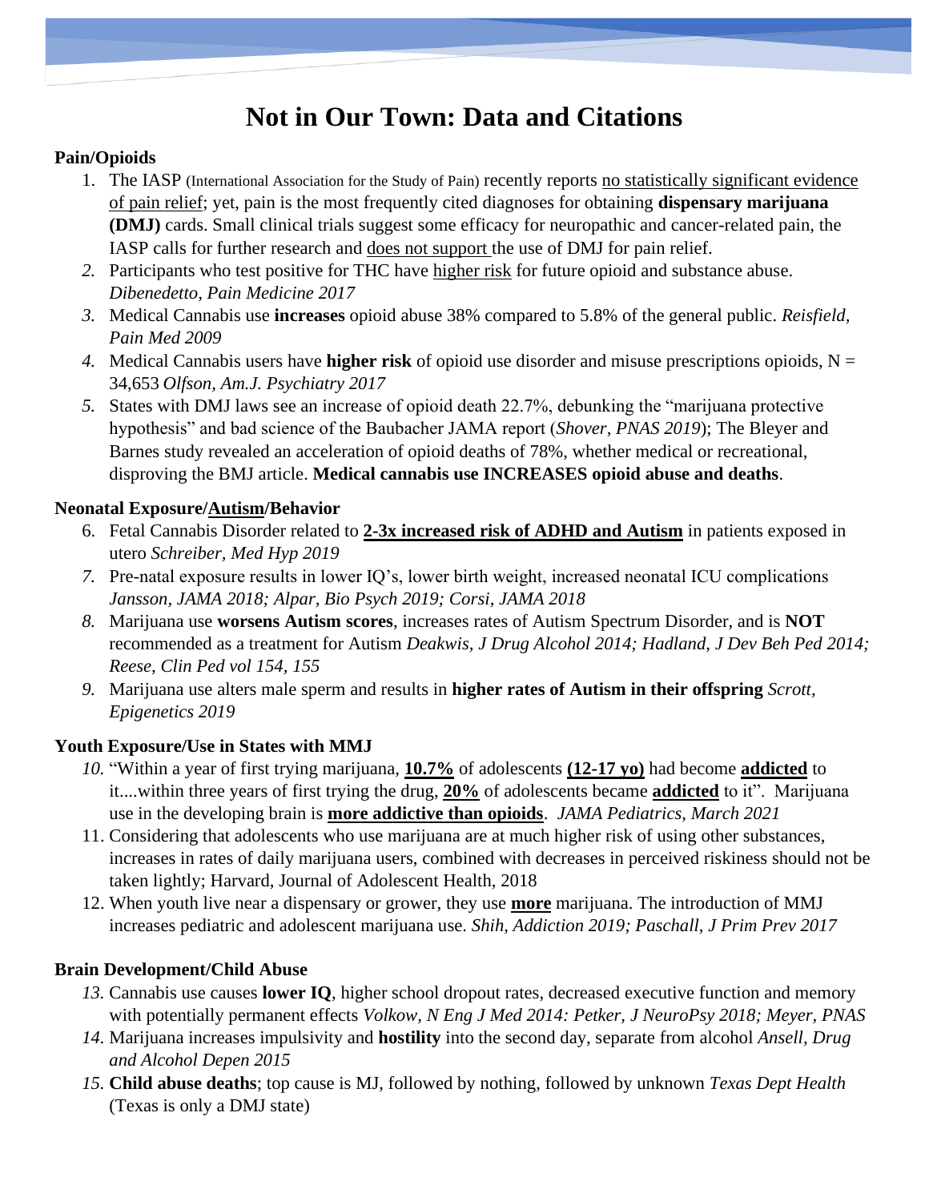# Not in Our Town: Data and Citations

**Pain/Opioids**

1. The IASP (International Association for the Study of Pain) recently reports no statistically significant evidence of pain relief; yet, pain is the most frequently cited diagnoses for obtaining **dispensary marijuana (DMJ)** cards. Small clinical trials suggest some efficacy for neuropathic and cancer-related pain, the IASP calls for further research and does not support the use of DMJ for pain relief.
2. Participants who test positive for THC have higher risk for future opioid and substance abuse. *Dibenedetto, Pain Medicine 2017*
3. Medical Cannabis use **increases** opioid abuse 38% compared to 5.8% of the general public. *Reisfield, Pain Med 2009*
4. Medical Cannabis users have **higher risk** of opioid use disorder and misuse prescriptions opioids, N = 34,653 *Olfson, Am.J. Psychiatry 2017*
5. States with DMJ laws see an increase of opioid death 22.7%, debunking the "marijuana protective hypothesis" and bad science of the Baubacher JAMA report (*Shover, PNAS 2019*); The Bleyer and Barnes study revealed an acceleration of opioid deaths of 78%, whether medical or recreational, disproving the BMJ article. **Medical cannabis use INCREASES opioid abuse and deaths**.

**Neonatal Exposure/Autism/Behavior**

6. Fetal Cannabis Disorder related to **2-3x increased risk of ADHD and Autism** in patients exposed in utero *Schreiber, Med Hyp 2019*
7. Pre-natal exposure results in lower IQ's, lower birth weight, increased neonatal ICU complications *Jansson, JAMA 2018; Alpar, Bio Psych 2019; Corsi, JAMA 2018*
8. Marijuana use **worsens Autism scores**, increases rates of Autism Spectrum Disorder, and is **NOT** recommended as a treatment for Autism *Deakwis, J Drug Alcohol 2014; Hadland, J Dev Beh Ped 2014; Reese, Clin Ped vol 154, 155*
9. Marijuana use alters male sperm and results in **higher rates of Autism in their offspring** *Scrott, Epigenetics 2019*

**Youth Exposure/Use in States with MMJ**

10. "Within a year of first trying marijuana, **10.7%** of adolescents **(12-17 yo)** had become **addicted** to it....within three years of first trying the drug, **20%** of adolescents became **addicted** to it". Marijuana use in the developing brain is **more addictive than opioids**. *JAMA Pediatrics, March 2021*
11. Considering that adolescents who use marijuana are at much higher risk of using other substances, increases in rates of daily marijuana users, combined with decreases in perceived riskiness should not be taken lightly; Harvard, Journal of Adolescent Health, 2018
12. When youth live near a dispensary or grower, they use **more** marijuana. The introduction of MMJ increases pediatric and adolescent marijuana use. *Shih, Addiction 2019; Paschall, J Prim Prev 2017*

**Brain Development/Child Abuse**

13. Cannabis use causes **lower IQ**, higher school dropout rates, decreased executive function and memory with potentially permanent effects *Volkow, N Eng J Med 2014: Petker, J NeuroPsy 2018; Meyer, PNAS*
14. Marijuana increases impulsivity and **hostility** into the second day, separate from alcohol *Ansell, Drug and Alcohol Depen 2015*
15. **Child abuse deaths**; top cause is MJ, followed by nothing, followed by unknown *Texas Dept Health* (Texas is only a DMJ state)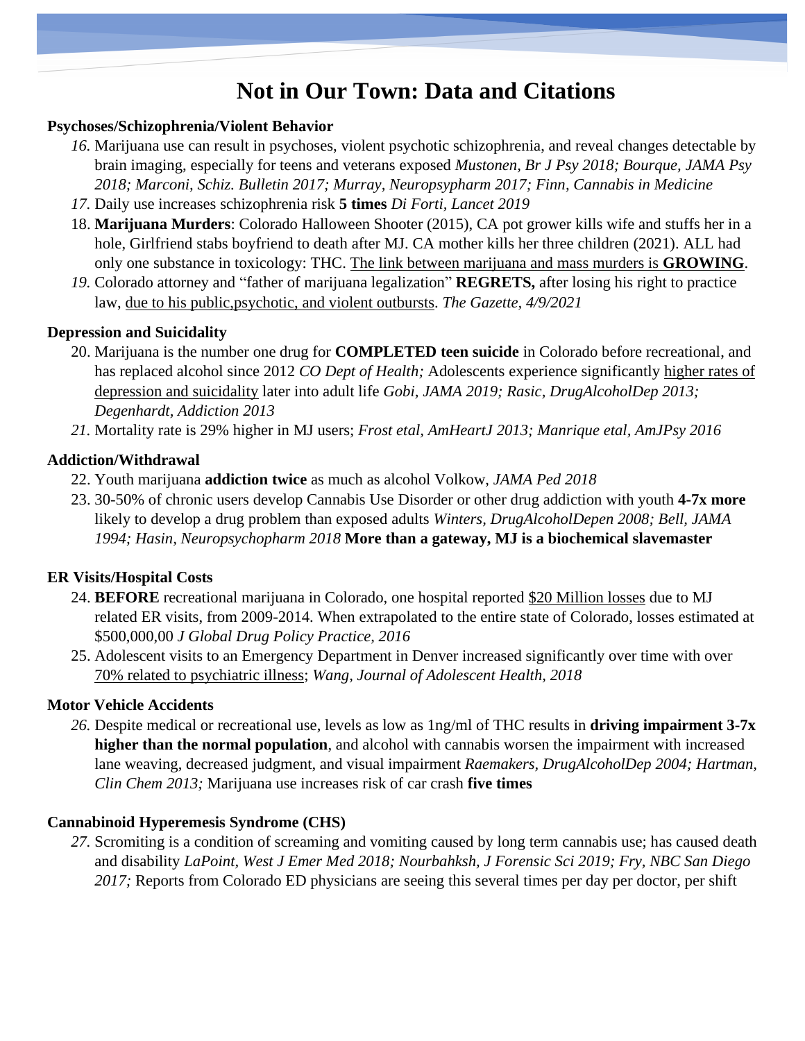# Not in Our Town: Data and Citations

**Psychoses/Schizophrenia/Violent Behavior**

16. Marijuana use can result in psychoses, violent psychotic schizophrenia, and reveal changes detectable by brain imaging, especially for teens and veterans exposed *Mustonen, Br J Psy 2018; Bourque, JAMA Psy 2018; Marconi, Schiz. Bulletin 2017; Murray, Neuropsypharm 2017; Finn, Cannabis in Medicine*
17. Daily use increases schizophrenia risk **5 times** *Di Forti, Lancet 2019*
18. **Marijuana Murders**: Colorado Halloween Shooter (2015), CA pot grower kills wife and stuffs her in a hole, Girlfriend stabs boyfriend to death after MJ. CA mother kills her three children (2021). ALL had only one substance in toxicology: THC. <u>The link between marijuana and mass murders is **GROWING**</u>.
19. Colorado attorney and "father of marijuana legalization" **REGRETS,** after losing his right to practice law, <u>due to his public,psychotic, and violent outbursts</u>. *The Gazette, 4/9/2021*

**Depression and Suicidality**

20. Marijuana is the number one drug for **COMPLETED teen suicide** in Colorado before recreational, and has replaced alcohol since 2012 *CO Dept of Health;* Adolescents experience significantly <u>higher rates of depression and suicidality</u> later into adult life *Gobi, JAMA 2019; Rasic, DrugAlcoholDep 2013; Degenhardt, Addiction 2013*
21. Mortality rate is 29% higher in MJ users; *Frost etal, AmHeartJ 2013; Manrique etal, AmJPsy 2016*

**Addiction/Withdrawal**

22. Youth marijuana **addiction twice** as much as alcohol Volkow, *JAMA Ped 2018*
23. 30-50% of chronic users develop Cannabis Use Disorder or other drug addiction with youth **4-7x more** likely to develop a drug problem than exposed adults *Winters, DrugAlcoholDepen 2008; Bell, JAMA 1994; Hasin, Neuropsychopharm 2018* **More than a gateway, MJ is a biochemical slavemaster**

**ER Visits/Hospital Costs**

24. **BEFORE** recreational marijuana in Colorado, one hospital reported <u>$20 Million losses</u> due to MJ related ER visits, from 2009-2014. When extrapolated to the entire state of Colorado, losses estimated at $500,000,00 *J Global Drug Policy Practice, 2016*
25. Adolescent visits to an Emergency Department in Denver increased significantly over time with over <u>70% related to psychiatric illness</u>; *Wang, Journal of Adolescent Health, 2018*

**Motor Vehicle Accidents**

26. Despite medical or recreational use, levels as low as 1ng/ml of THC results in **driving impairment 3-7x higher than the normal population**, and alcohol with cannabis worsen the impairment with increased lane weaving, decreased judgment, and visual impairment *Raemakers, DrugAlcoholDep 2004; Hartman, Clin Chem 2013;* Marijuana use increases risk of car crash **five times**

**Cannabinoid Hyperemesis Syndrome (CHS)**

27. Scromiting is a condition of screaming and vomiting caused by long term cannabis use; has caused death and disability *LaPoint, West J Emer Med 2018; Nourbahksh, J Forensic Sci 2019; Fry, NBC San Diego 2017;* Reports from Colorado ED physicians are seeing this several times per day per doctor, per shift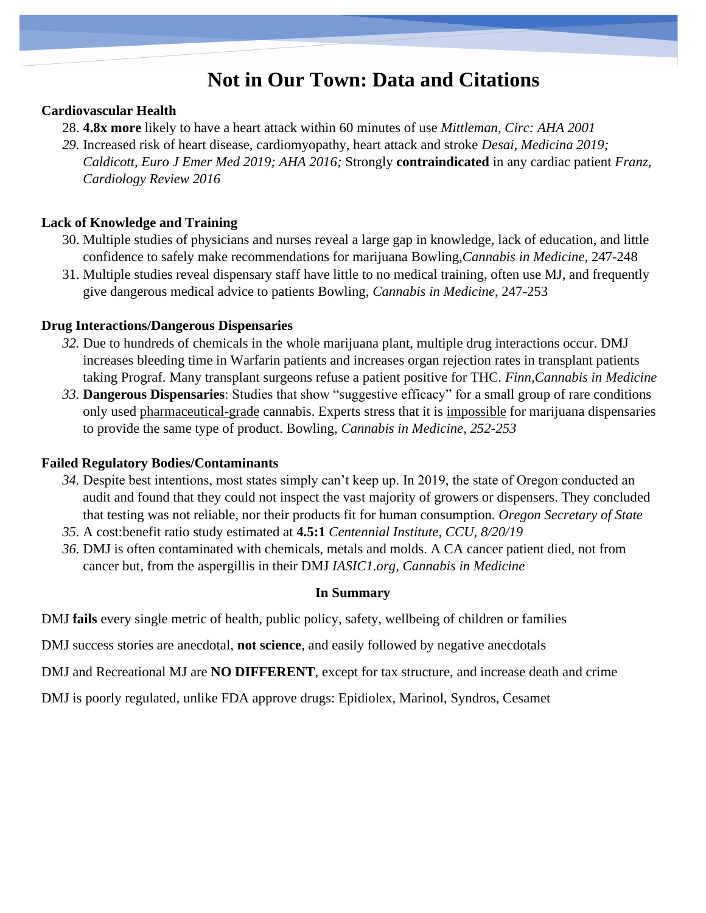# Not in Our Town: Data and Citations

**Cardiovascular Health**

28. **4.8x more** likely to have a heart attack within 60 minutes of use *Mittleman, Circ: AHA 2001*
29. Increased risk of heart disease, cardiomyopathy, heart attack and stroke *Desai, Medicina 2019; Caldicott, Euro J Emer Med 2019; AHA 2016;* Strongly **contraindicated** in any cardiac patient *Franz, Cardiology Review 2016*

**Lack of Knowledge and Training**

30. Multiple studies of physicians and nurses reveal a large gap in knowledge, lack of education, and little confidence to safely make recommendations for marijuana Bowling,*Cannabis in Medicine*, 247-248
31. Multiple studies reveal dispensary staff have little to no medical training, often use MJ, and frequently give dangerous medical advice to patients Bowling, *Cannabis in Medicine*, 247-253

**Drug Interactions/Dangerous Dispensaries**

32. Due to hundreds of chemicals in the whole marijuana plant, multiple drug interactions occur. DMJ increases bleeding time in Warfarin patients and increases organ rejection rates in transplant patients taking Prograf. Many transplant surgeons refuse a patient positive for THC. *Finn,Cannabis in Medicine*
33. **Dangerous Dispensaries**: Studies that show "suggestive efficacy" for a small group of rare conditions only used pharmaceutical-grade cannabis. Experts stress that it is impossible for marijuana dispensaries to provide the same type of product. Bowling, *Cannabis in Medicine, 252-253*

**Failed Regulatory Bodies/Contaminants**

34. Despite best intentions, most states simply can't keep up. In 2019, the state of Oregon conducted an audit and found that they could not inspect the vast majority of growers or dispensers. They concluded that testing was not reliable, nor their products fit for human consumption. *Oregon Secretary of State*
35. A cost:benefit ratio study estimated at **4.5:1** *Centennial Institute, CCU, 8/20/19*
36. DMJ is often contaminated with chemicals, metals and molds. A CA cancer patient died, not from cancer but, from the aspergillis in their DMJ *IASIC1.org, Cannabis in Medicine*

**In Summary**

DMJ **fails** every single metric of health, public policy, safety, wellbeing of children or families

DMJ success stories are anecdotal, **not science**, and easily followed by negative anecdotals

DMJ and Recreational MJ are **NO DIFFERENT**, except for tax structure, and increase death and crime

DMJ is poorly regulated, unlike FDA approve drugs: Epidiolex, Marinol, Syndros, Cesamet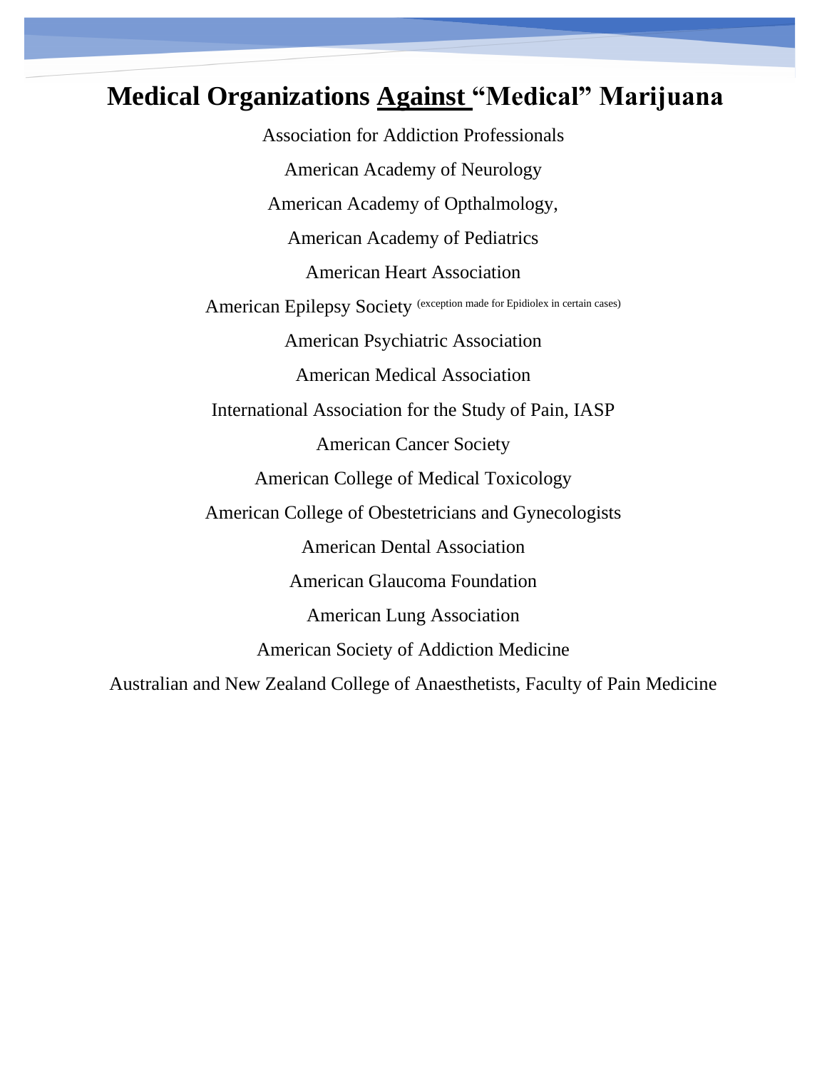# Medical Organizations <u>Against</u> "Medical" Marijuana

Association for Addiction Professionals

American Academy of Neurology

American Academy of Opthalmology,

American Academy of Pediatrics

American Heart Association

American Epilepsy Society (exception made for Epidiolex in certain cases)

American Psychiatric Association

American Medical Association

International Association for the Study of Pain, IASP

American Cancer Society

American College of Medical Toxicology

American College of Obestetricians and Gynecologists

American Dental Association

American Glaucoma Foundation

American Lung Association

American Society of Addiction Medicine

Australian and New Zealand College of Anaesthetists, Faculty of Pain Medicine